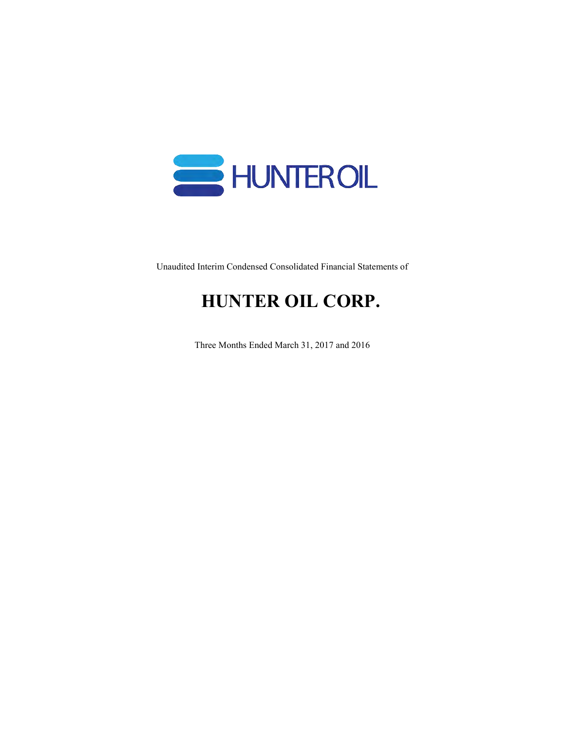HUNTER OIL

Unaudited Interim Condensed Consolidated Financial Statements of

# HUNTER OIL CORP.

Three Months Ended March 31, 2017 and 2016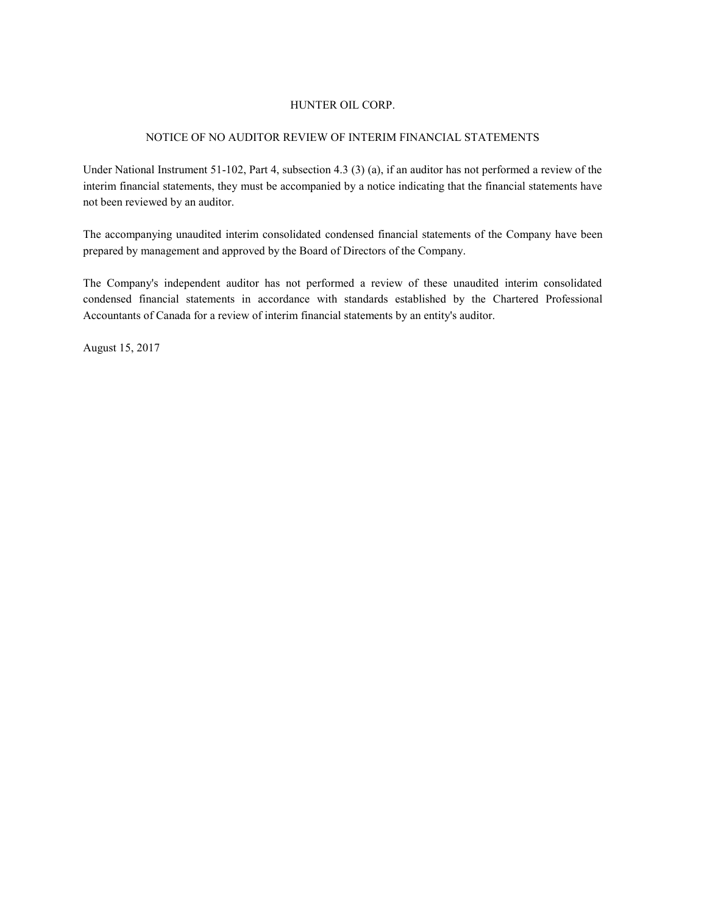# HUNTER OIL CORP.

## NOTICE OF NO AUDITOR REVIEW OF INTERIM FINANCIAL STATEMENTS

Under National Instrument 51-102, Part 4, subsection 4.3 (3) (a), if an auditor has not performed a review of the interim financial statements, they must be accompanied by a notice indicating that the financial statements have not been reviewed by an auditor.

The accompanying unaudited interim consolidated condensed financial statements of the Company have been prepared by management and approved by the Board of Directors of the Company.

The Company's independent auditor has not performed a review of these unaudited interim consolidated condensed financial statements in accordance with standards established by the Chartered Professional Accountants of Canada for a review of interim financial statements by an entity's auditor.

August 15, 2017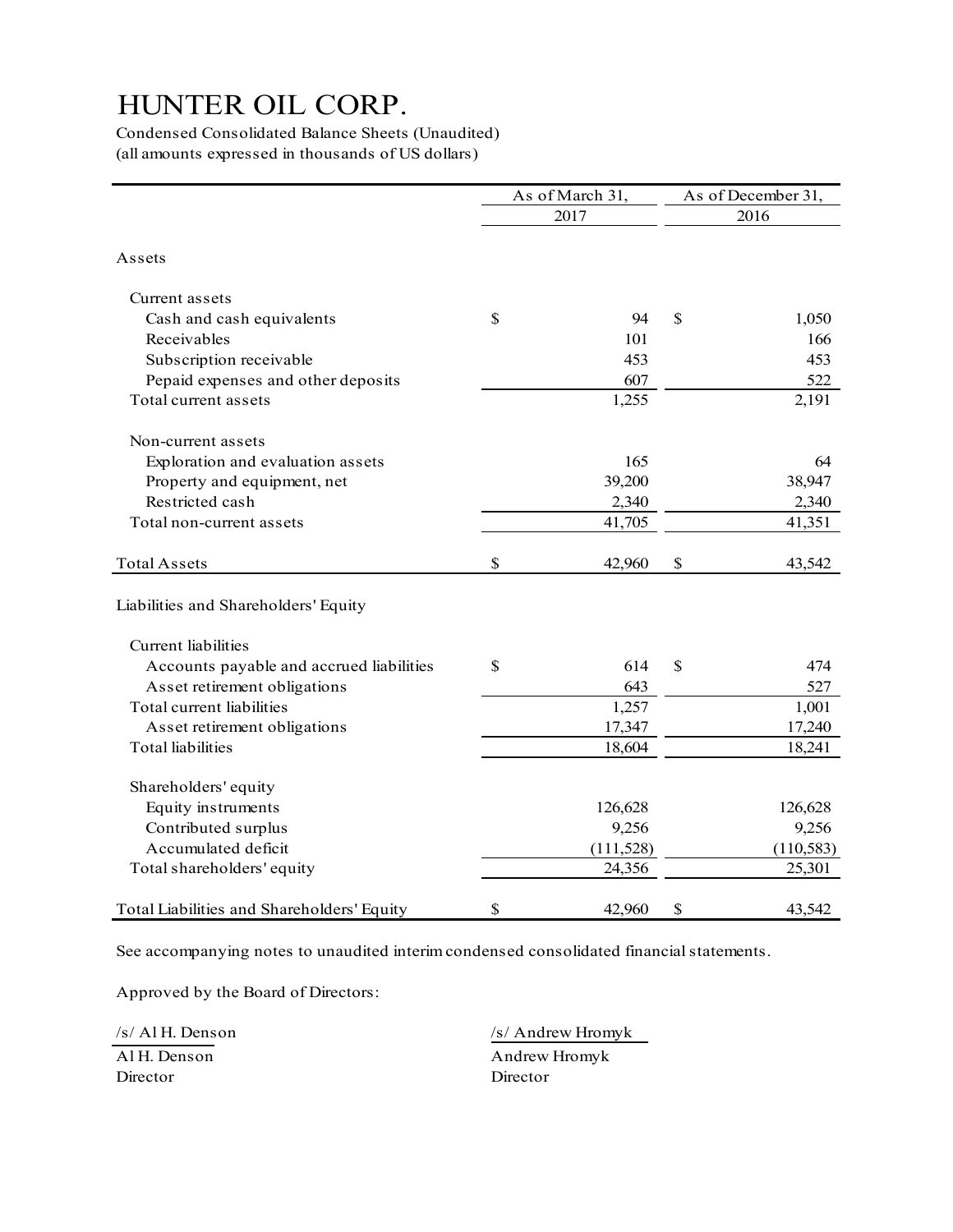# HUNTER OIL CORP.

Condensed Consolidated Balance Sheets (Unaudited)
(all amounts expressed in thousands of US dollars)

| | As of March 31, 2017 | As of December 31, 2016 |
|---|---|---|
| **Assets** | | |
| Current assets | | |
| Cash and cash equivalents | $ 94 | $ 1,050 |
| Receivables | 101 | 166 |
| Subscription receivable | 453 | 453 |
| Pepaid expenses and other deposits | 607 | 522 |
| Total current assets | 1,255 | 2,191 |
| Non-current assets | | |
| Exploration and evaluation assets | 165 | 64 |
| Property and equipment, net | 39,200 | 38,947 |
| Restricted cash | 2,340 | 2,340 |
| Total non-current assets | 41,705 | 41,351 |
| Total Assets | $ 42,960 | $ 43,542 |
| **Liabilities and Shareholders' Equity** | | |
| Current liabilities | | |
| Accounts payable and accrued liabilities | $ 614 | $ 474 |
| Asset retirement obligations | 643 | 527 |
| Total current liabilities | 1,257 | 1,001 |
| Asset retirement obligations | 17,347 | 17,240 |
| Total liabilities | 18,604 | 18,241 |
| Shareholders' equity | | |
| Equity instruments | 126,628 | 126,628 |
| Contributed surplus | 9,256 | 9,256 |
| Accumulated deficit | (111,528) | (110,583) |
| Total shareholders' equity | 24,356 | 25,301 |
| Total Liabilities and Shareholders' Equity | $ 42,960 | $ 43,542 |

See accompanying notes to unaudited interim condensed consolidated financial statements.

Approved by the Board of Directors:

| | |
|---|---|
| /s/ Al H. Denson | /s/ Andrew Hromyk |
| Al H. Denson | Andrew Hromyk |
| Director | Director |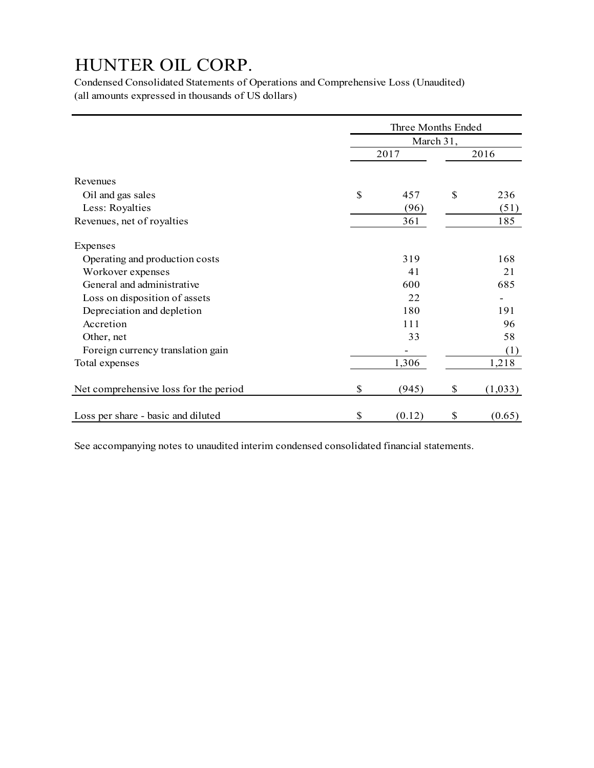# HUNTER OIL CORP.

Condensed Consolidated Statements of Operations and Comprehensive Loss (Unaudited)
(all amounts expressed in thousands of US dollars)

| | Three Months Ended March 31, | |
|---|---|---|
| | 2017 | 2016 |
| **Revenues** | | |
| Oil and gas sales | $ 457 | $ 236 |
| Less: Royalties | (96) | (51) |
| Revenues, net of royalties | 361 | 185 |
| **Expenses** | | |
| Operating and production costs | 319 | 168 |
| Workover expenses | 41 | 21 |
| General and administrative | 600 | 685 |
| Loss on disposition of assets | 22 | - |
| Depreciation and depletion | 180 | 191 |
| Accretion | 111 | 96 |
| Other, net | 33 | 58 |
| Foreign currency translation gain | - | (1) |
| Total expenses | 1,306 | 1,218 |
| Net comprehensive loss for the period | $ (945) | $ (1,033) |
| Loss per share - basic and diluted | $ (0.12) | $ (0.65) |

See accompanying notes to unaudited interim condensed consolidated financial statements.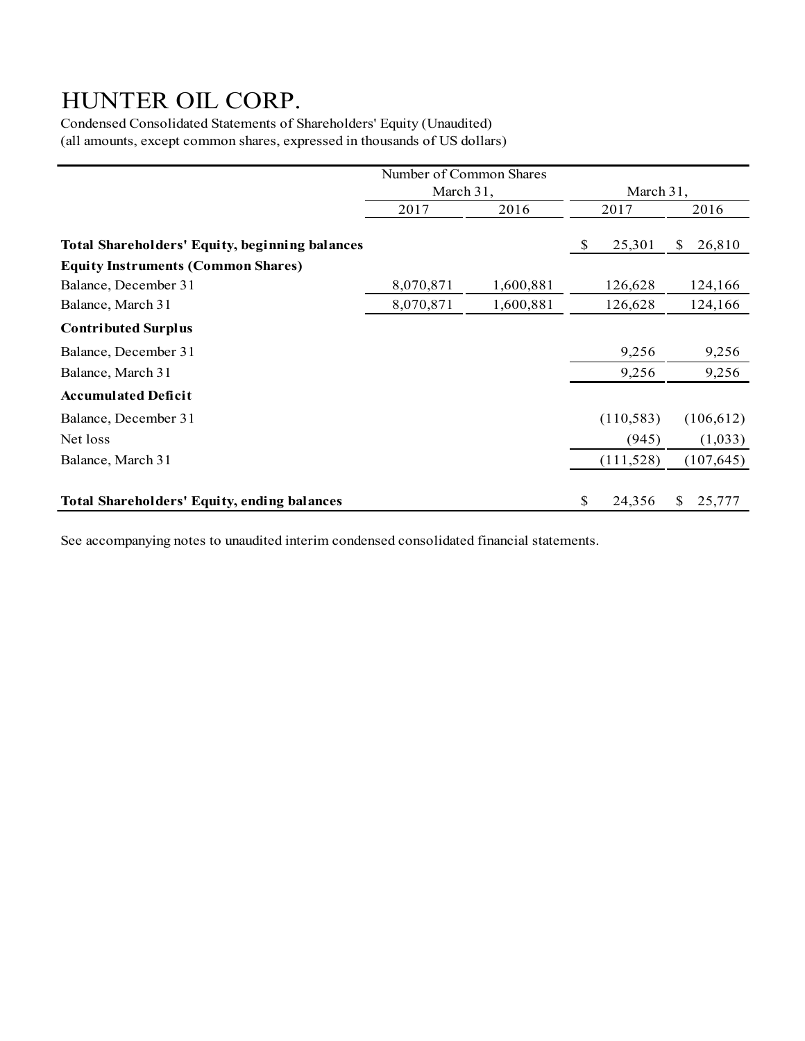# HUNTER OIL CORP.

Condensed Consolidated Statements of Shareholders' Equity (Unaudited)
(all amounts, except common shares, expressed in thousands of US dollars)

| | Number of Common Shares March 31, | | March 31, | |
|---|---|---|---|---|
| | 2017 | 2016 | 2017 | 2016 |
| **Total Shareholders' Equity, beginning balances** | | | $ 25,301 | $ 26,810 |
| **Equity Instruments (Common Shares)** | | | | |
| Balance, December 31 | 8,070,871 | 1,600,881 | 126,628 | 124,166 |
| Balance, March 31 | 8,070,871 | 1,600,881 | 126,628 | 124,166 |
| **Contributed Surplus** | | | | |
| Balance, December 31 | | | 9,256 | 9,256 |
| Balance, March 31 | | | 9,256 | 9,256 |
| **Accumulated Deficit** | | | | |
| Balance, December 31 | | | (110,583) | (106,612) |
| Net loss | | | (945) | (1,033) |
| Balance, March 31 | | | (111,528) | (107,645) |
| **Total Shareholders' Equity, ending balances** | | | $ 24,356 | $ 25,777 |

See accompanying notes to unaudited interim condensed consolidated financial statements.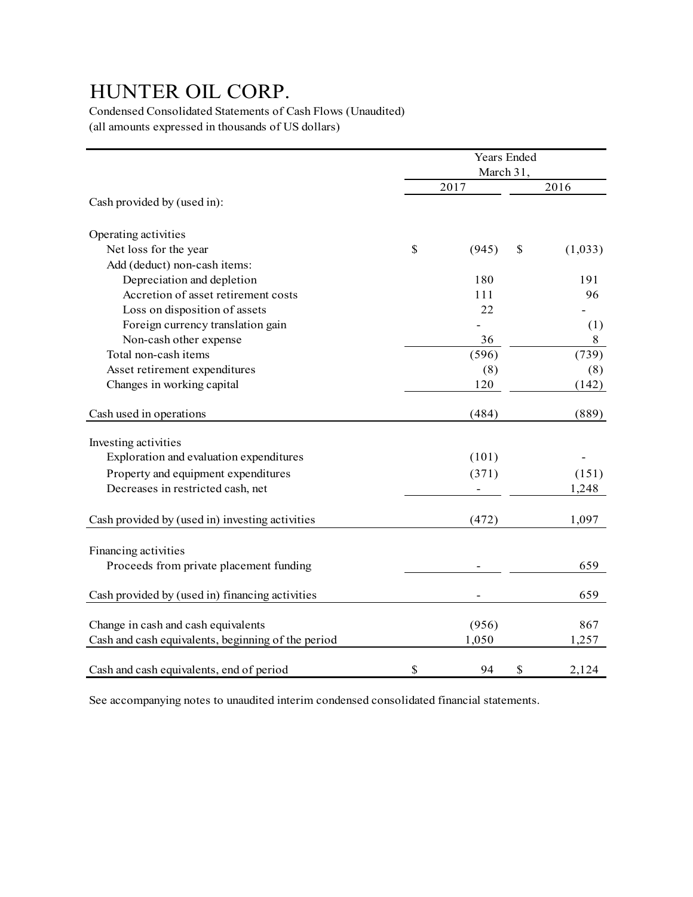# HUNTER OIL CORP.

Condensed Consolidated Statements of Cash Flows (Unaudited)
(all amounts expressed in thousands of US dollars)

| | Years Ended March 31, | |
|---|---|---|
| | 2017 | 2016 |
| Cash provided by (used in): | | |
| Operating activities | | |
| Net loss for the year | $ (945) | $ (1,033) |
| Add (deduct) non-cash items: | | |
| Depreciation and depletion | 180 | 191 |
| Accretion of asset retirement costs | 111 | 96 |
| Loss on disposition of assets | 22 | - |
| Foreign currency translation gain | - | (1) |
| Non-cash other expense | 36 | 8 |
| Total non-cash items | (596) | (739) |
| Asset retirement expenditures | (8) | (8) |
| Changes in working capital | 120 | (142) |
| Cash used in operations | (484) | (889) |
| Investing activities | | |
| Exploration and evaluation expenditures | (101) | - |
| Property and equipment expenditures | (371) | (151) |
| Decreases in restricted cash, net | - | 1,248 |
| Cash provided by (used in) investing activities | (472) | 1,097 |
| Financing activities | | |
| Proceeds from private placement funding | - | 659 |
| Cash provided by (used in) financing activities | - | 659 |
| Change in cash and cash equivalents | (956) | 867 |
| Cash and cash equivalents, beginning of the period | 1,050 | 1,257 |
| Cash and cash equivalents, end of period | $ 94 | $ 2,124 |

See accompanying notes to unaudited interim condensed consolidated financial statements.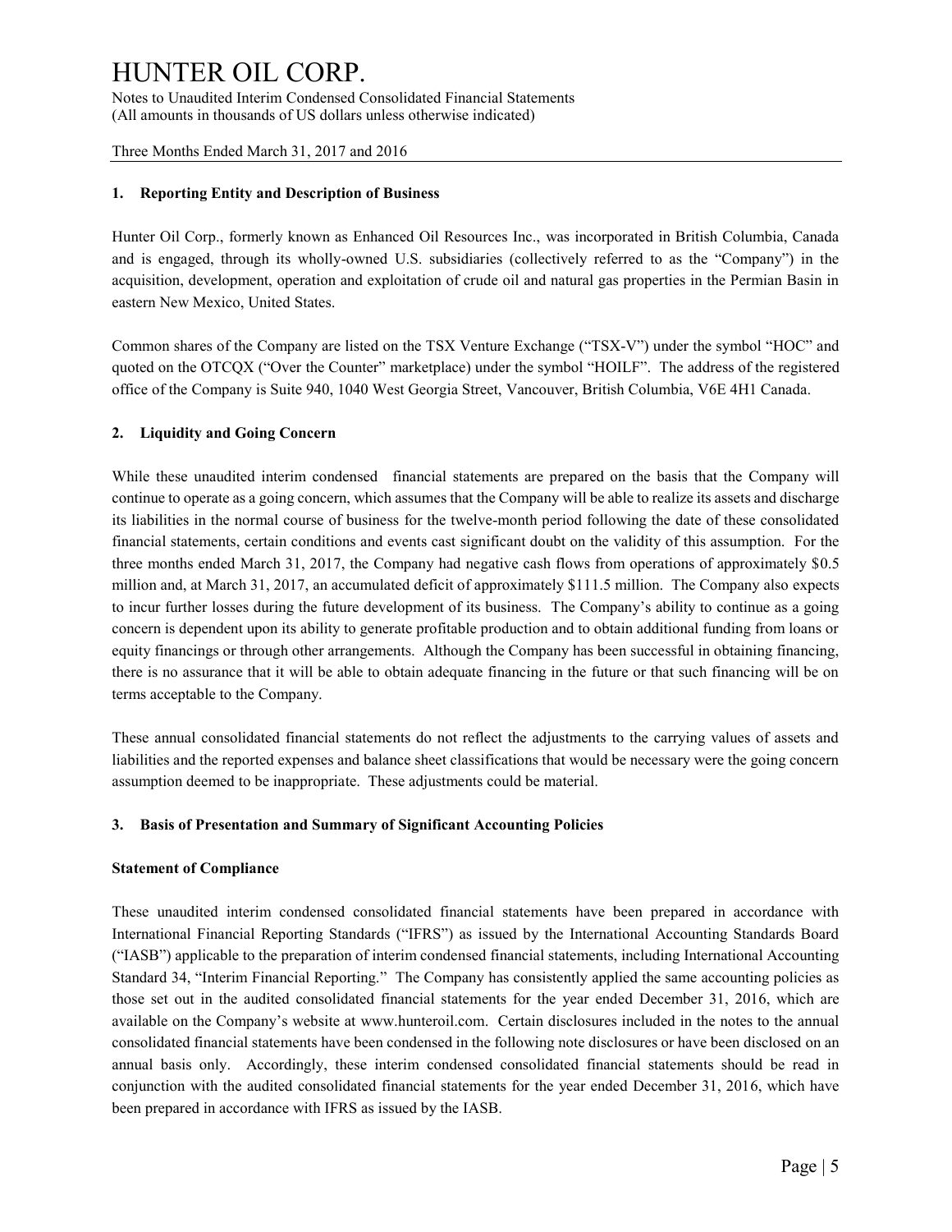# HUNTER OIL CORP.

Notes to Unaudited Interim Condensed Consolidated Financial Statements
(All amounts in thousands of US dollars unless otherwise indicated)

Three Months Ended March 31, 2017 and 2016

### 1. Reporting Entity and Description of Business

Hunter Oil Corp., formerly known as Enhanced Oil Resources Inc., was incorporated in British Columbia, Canada and is engaged, through its wholly-owned U.S. subsidiaries (collectively referred to as the "Company") in the acquisition, development, operation and exploitation of crude oil and natural gas properties in the Permian Basin in eastern New Mexico, United States.

Common shares of the Company are listed on the TSX Venture Exchange ("TSX-V") under the symbol "HOC" and quoted on the OTCQX ("Over the Counter" marketplace) under the symbol "HOILF". The address of the registered office of the Company is Suite 940, 1040 West Georgia Street, Vancouver, British Columbia, V6E 4H1 Canada.

### 2. Liquidity and Going Concern

While these unaudited interim condensed financial statements are prepared on the basis that the Company will continue to operate as a going concern, which assumes that the Company will be able to realize its assets and discharge its liabilities in the normal course of business for the twelve-month period following the date of these consolidated financial statements, certain conditions and events cast significant doubt on the validity of this assumption. For the three months ended March 31, 2017, the Company had negative cash flows from operations of approximately $0.5 million and, at March 31, 2017, an accumulated deficit of approximately $111.5 million. The Company also expects to incur further losses during the future development of its business. The Company's ability to continue as a going concern is dependent upon its ability to generate profitable production and to obtain additional funding from loans or equity financings or through other arrangements. Although the Company has been successful in obtaining financing, there is no assurance that it will be able to obtain adequate financing in the future or that such financing will be on terms acceptable to the Company.

These annual consolidated financial statements do not reflect the adjustments to the carrying values of assets and liabilities and the reported expenses and balance sheet classifications that would be necessary were the going concern assumption deemed to be inappropriate. These adjustments could be material.

### 3. Basis of Presentation and Summary of Significant Accounting Policies

**Statement of Compliance**

These unaudited interim condensed consolidated financial statements have been prepared in accordance with International Financial Reporting Standards ("IFRS") as issued by the International Accounting Standards Board ("IASB") applicable to the preparation of interim condensed financial statements, including International Accounting Standard 34, "Interim Financial Reporting." The Company has consistently applied the same accounting policies as those set out in the audited consolidated financial statements for the year ended December 31, 2016, which are available on the Company's website at www.hunteroil.com. Certain disclosures included in the notes to the annual consolidated financial statements have been condensed in the following note disclosures or have been disclosed on an annual basis only. Accordingly, these interim condensed consolidated financial statements should be read in conjunction with the audited consolidated financial statements for the year ended December 31, 2016, which have been prepared in accordance with IFRS as issued by the IASB.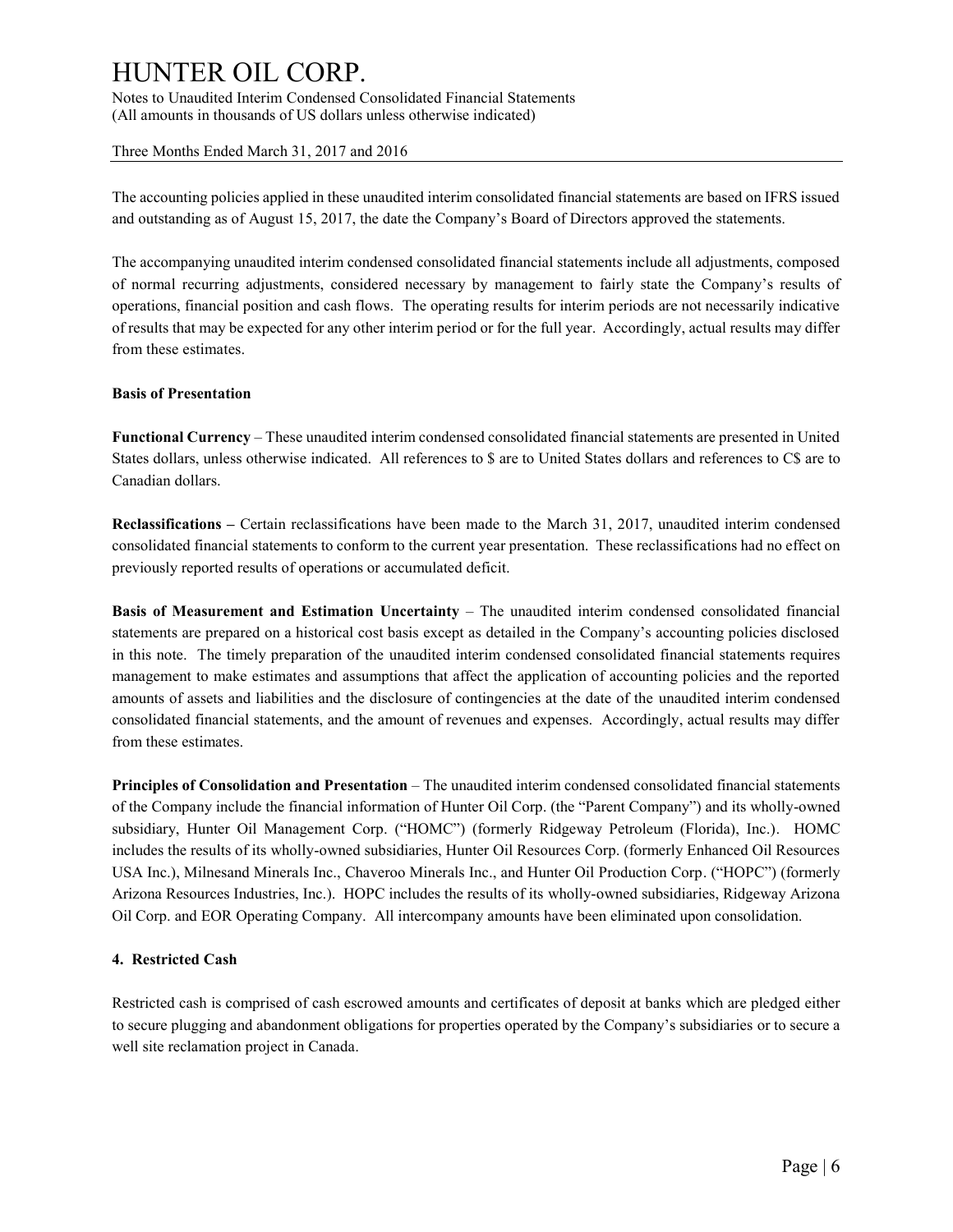The accounting policies applied in these unaudited interim consolidated financial statements are based on IFRS issued and outstanding as of August 15, 2017, the date the Company's Board of Directors approved the statements.

The accompanying unaudited interim condensed consolidated financial statements include all adjustments, composed of normal recurring adjustments, considered necessary by management to fairly state the Company's results of operations, financial position and cash flows. The operating results for interim periods are not necessarily indicative of results that may be expected for any other interim period or for the full year. Accordingly, actual results may differ from these estimates.

**Basis of Presentation**

**Functional Currency** – These unaudited interim condensed consolidated financial statements are presented in United States dollars, unless otherwise indicated. All references to $ are to United States dollars and references to C$ are to Canadian dollars.

**Reclassifications –** Certain reclassifications have been made to the March 31, 2017, unaudited interim condensed consolidated financial statements to conform to the current year presentation. These reclassifications had no effect on previously reported results of operations or accumulated deficit.

**Basis of Measurement and Estimation Uncertainty** – The unaudited interim condensed consolidated financial statements are prepared on a historical cost basis except as detailed in the Company's accounting policies disclosed in this note. The timely preparation of the unaudited interim condensed consolidated financial statements requires management to make estimates and assumptions that affect the application of accounting policies and the reported amounts of assets and liabilities and the disclosure of contingencies at the date of the unaudited interim condensed consolidated financial statements, and the amount of revenues and expenses. Accordingly, actual results may differ from these estimates.

**Principles of Consolidation and Presentation** – The unaudited interim condensed consolidated financial statements of the Company include the financial information of Hunter Oil Corp. (the "Parent Company") and its wholly-owned subsidiary, Hunter Oil Management Corp. ("HOMC") (formerly Ridgeway Petroleum (Florida), Inc.). HOMC includes the results of its wholly-owned subsidiaries, Hunter Oil Resources Corp. (formerly Enhanced Oil Resources USA Inc.), Milnesand Minerals Inc., Chaveroo Minerals Inc., and Hunter Oil Production Corp. ("HOPC") (formerly Arizona Resources Industries, Inc.). HOPC includes the results of its wholly-owned subsidiaries, Ridgeway Arizona Oil Corp. and EOR Operating Company. All intercompany amounts have been eliminated upon consolidation.

**4. Restricted Cash**

Restricted cash is comprised of cash escrowed amounts and certificates of deposit at banks which are pledged either to secure plugging and abandonment obligations for properties operated by the Company's subsidiaries or to secure a well site reclamation project in Canada.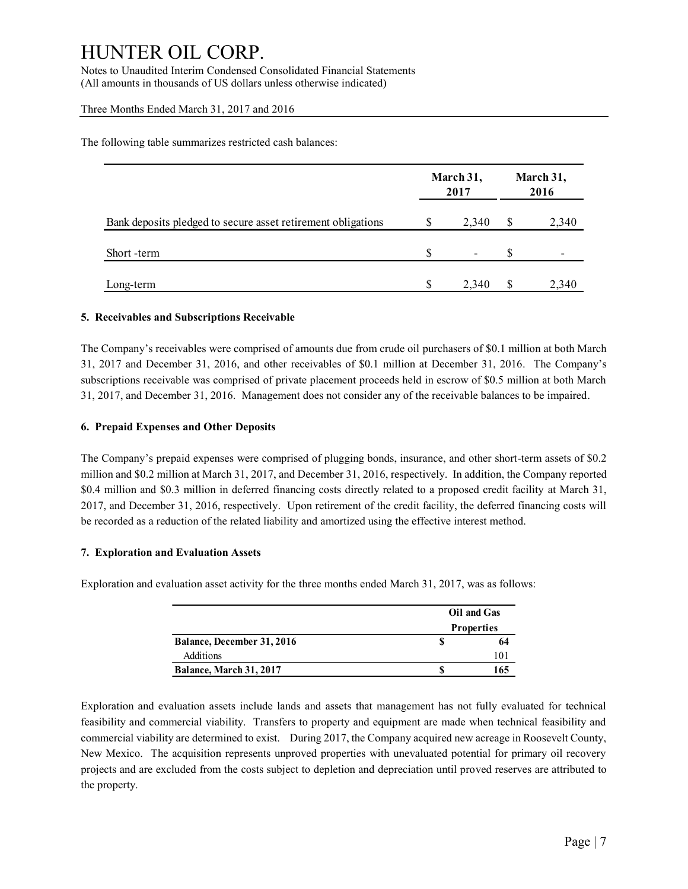The following table summarizes restricted cash balances:

| | March 31, 2017 | March 31, 2016 |
|---|---|---|
| Bank deposits pledged to secure asset retirement obligations | $ 2,340 | $ 2,340 |
| Short -term | $ - | $ - |
| Long-term | $ 2,340 | $ 2,340 |

**5. Receivables and Subscriptions Receivable**

The Company's receivables were comprised of amounts due from crude oil purchasers of $0.1 million at both March 31, 2017 and December 31, 2016, and other receivables of $0.1 million at December 31, 2016. The Company's subscriptions receivable was comprised of private placement proceeds held in escrow of $0.5 million at both March 31, 2017, and December 31, 2016. Management does not consider any of the receivable balances to be impaired.

**6. Prepaid Expenses and Other Deposits**

The Company's prepaid expenses were comprised of plugging bonds, insurance, and other short-term assets of $0.2 million and $0.2 million at March 31, 2017, and December 31, 2016, respectively. In addition, the Company reported $0.4 million and $0.3 million in deferred financing costs directly related to a proposed credit facility at March 31, 2017, and December 31, 2016, respectively. Upon retirement of the credit facility, the deferred financing costs will be recorded as a reduction of the related liability and amortized using the effective interest method.

**7. Exploration and Evaluation Assets**

Exploration and evaluation asset activity for the three months ended March 31, 2017, was as follows:

| | Oil and Gas Properties |
|---|---|
| **Balance, December 31, 2016** | **$ 64** |
| Additions | 101 |
| **Balance, March 31, 2017** | **$ 165** |

Exploration and evaluation assets include lands and assets that management has not fully evaluated for technical feasibility and commercial viability. Transfers to property and equipment are made when technical feasibility and commercial viability are determined to exist. During 2017, the Company acquired new acreage in Roosevelt County, New Mexico. The acquisition represents unproved properties with unevaluated potential for primary oil recovery projects and are excluded from the costs subject to depletion and depreciation until proved reserves are attributed to the property.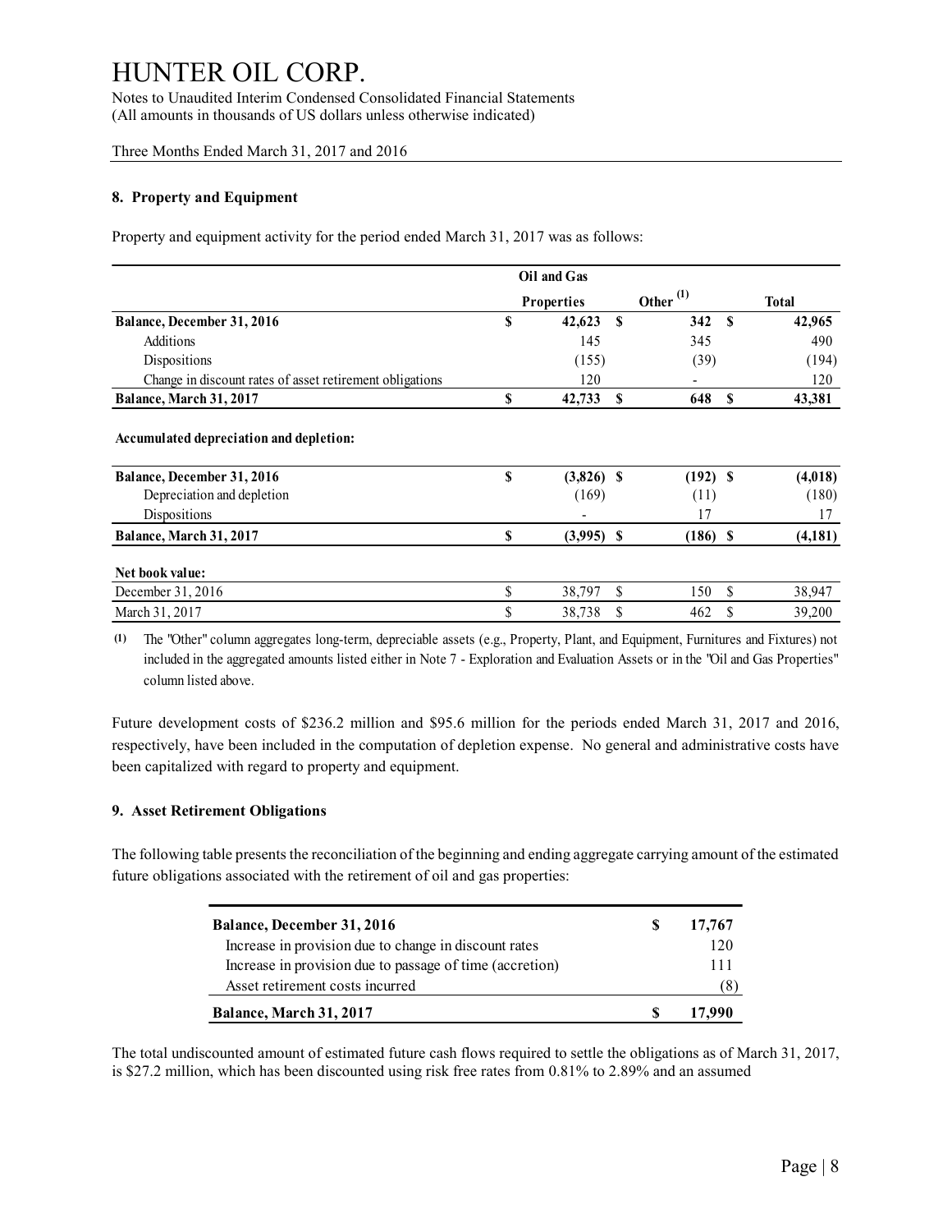# HUNTER OIL CORP.

Notes to Unaudited Interim Condensed Consolidated Financial Statements
(All amounts in thousands of US dollars unless otherwise indicated)

Three Months Ended March 31, 2017 and 2016

### 8. Property and Equipment

Property and equipment activity for the period ended March 31, 2017 was as follows:

| | Oil and Gas Properties | Other [(1)] | Total |
|---|---|---|---|
| **Balance, December 31, 2016** | **$ 42,623** | **$ 342** | **$ 42,965** |
| Additions | 145 | 345 | 490 |
| Dispositions | (155) | (39) | (194) |
| Change in discount rates of asset retirement obligations | 120 | - | 120 |
| **Balance, March 31, 2017** | **$ 42,733** | **$ 648** | **$ 43,381** |
| | | | |
| **Accumulated depreciation and depletion:** | | | |
| **Balance, December 31, 2016** | **$ (3,826)** | **$ (192)** | **$ (4,018)** |
| Depreciation and depletion | (169) | (11) | (180) |
| Dispositions | - | 17 | 17 |
| **Balance, March 31, 2017** | **$ (3,995)** | **$ (186)** | **$ (4,181)** |
| | | | |
| **Net book value:** | | | |
| December 31, 2016 | $ 38,797 | $ 150 | $ 38,947 |
| March 31, 2017 | $ 38,738 | $ 462 | $ 39,200 |

(1) The "Other" column aggregates long-term, depreciable assets (e.g., Property, Plant, and Equipment, Furnitures and Fixtures) not included in the aggregated amounts listed either in Note 7 - Exploration and Evaluation Assets or in the "Oil and Gas Properties" column listed above.

Future development costs of $236.2 million and $95.6 million for the periods ended March 31, 2017 and 2016, respectively, have been included in the computation of depletion expense. No general and administrative costs have been capitalized with regard to property and equipment.

### 9. Asset Retirement Obligations

The following table presents the reconciliation of the beginning and ending aggregate carrying amount of the estimated future obligations associated with the retirement of oil and gas properties:

| | |
|---|---|
| **Balance, December 31, 2016** | **$ 17,767** |
| Increase in provision due to change in discount rates | 120 |
| Increase in provision due to passage of time (accretion) | 111 |
| Asset retirement costs incurred | (8) |
| **Balance, March 31, 2017** | **$ 17,990** |

The total undiscounted amount of estimated future cash flows required to settle the obligations as of March 31, 2017, is $27.2 million, which has been discounted using risk free rates from 0.81% to 2.89% and an assumed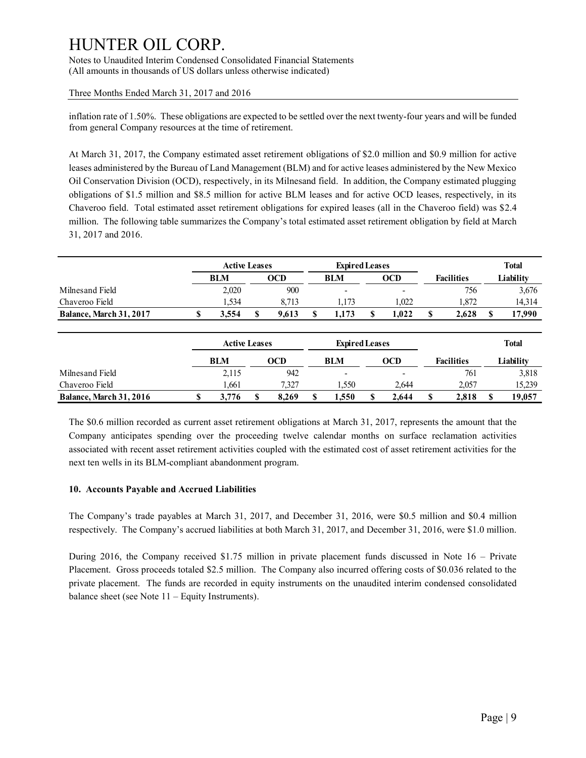inflation rate of 1.50%. These obligations are expected to be settled over the next twenty-four years and will be funded from general Company resources at the time of retirement.

At March 31, 2017, the Company estimated asset retirement obligations of $2.0 million and $0.9 million for active leases administered by the Bureau of Land Management (BLM) and for active leases administered by the New Mexico Oil Conservation Division (OCD), respectively, in its Milnesand field. In addition, the Company estimated plugging obligations of $1.5 million and $8.5 million for active BLM leases and for active OCD leases, respectively, in its Chaveroo field. Total estimated asset retirement obligations for expired leases (all in the Chaveroo field) was $2.4 million. The following table summarizes the Company's total estimated asset retirement obligation by field at March 31, 2017 and 2016.

| | Active Leases | | Expired Leases | | | Total |
|---|---|---|---|---|---|---|
| | BLM | OCD | BLM | OCD | Facilities | Liability |
| Milnesand Field | 2,020 | 900 | - | - | 756 | 3,676 |
| Chaveroo Field | 1,534 | 8,713 | 1,173 | 1,022 | 1,872 | 14,314 |
| **Balance, March 31, 2017** | **$ 3,554** | **$ 9,613** | **$ 1,173** | **$ 1,022** | **$ 2,628** | **$ 17,990** |

| | Active Leases | | Expired Leases | | | Total |
|---|---|---|---|---|---|---|
| | BLM | OCD | BLM | OCD | Facilities | Liability |
| Milnesand Field | 2,115 | 942 | - | - | 761 | 3,818 |
| Chaveroo Field | 1,661 | 7,327 | 1,550 | 2,644 | 2,057 | 15,239 |
| **Balance, March 31, 2016** | **$ 3,776** | **$ 8,269** | **$ 1,550** | **$ 2,644** | **$ 2,818** | **$ 19,057** |

The $0.6 million recorded as current asset retirement obligations at March 31, 2017, represents the amount that the Company anticipates spending over the proceeding twelve calendar months on surface reclamation activities associated with recent asset retirement activities coupled with the estimated cost of asset retirement activities for the next ten wells in its BLM-compliant abandonment program.

**10. Accounts Payable and Accrued Liabilities**

The Company's trade payables at March 31, 2017, and December 31, 2016, were $0.5 million and $0.4 million respectively. The Company's accrued liabilities at both March 31, 2017, and December 31, 2016, were $1.0 million.

During 2016, the Company received $1.75 million in private placement funds discussed in Note 16 – Private Placement. Gross proceeds totaled $2.5 million. The Company also incurred offering costs of $0.036 related to the private placement. The funds are recorded in equity instruments on the unaudited interim condensed consolidated balance sheet (see Note 11 – Equity Instruments).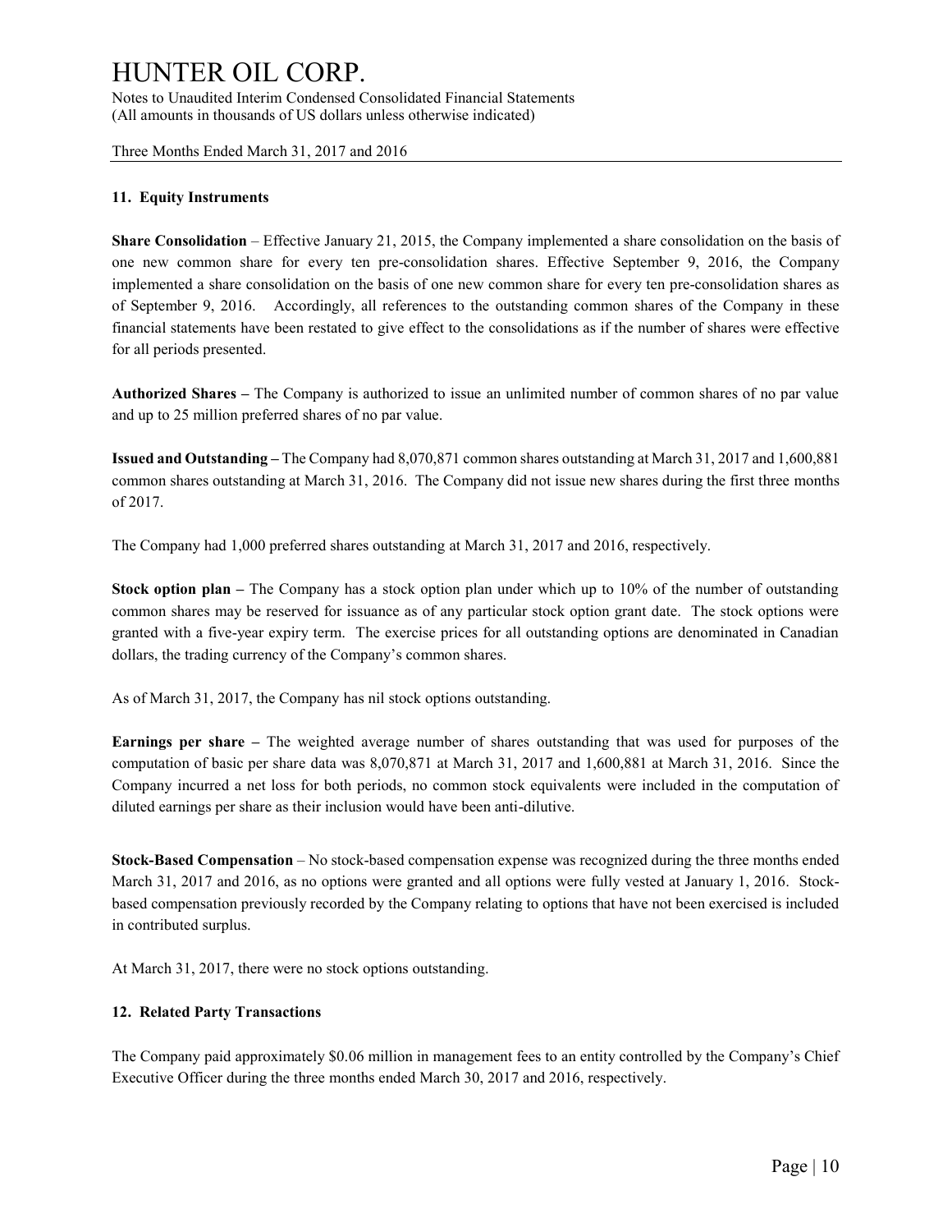### 11. Equity Instruments

**Share Consolidation** – Effective January 21, 2015, the Company implemented a share consolidation on the basis of one new common share for every ten pre-consolidation shares. Effective September 9, 2016, the Company implemented a share consolidation on the basis of one new common share for every ten pre-consolidation shares as of September 9, 2016. Accordingly, all references to the outstanding common shares of the Company in these financial statements have been restated to give effect to the consolidations as if the number of shares were effective for all periods presented.

**Authorized Shares –** The Company is authorized to issue an unlimited number of common shares of no par value and up to 25 million preferred shares of no par value.

**Issued and Outstanding –** The Company had 8,070,871 common shares outstanding at March 31, 2017 and 1,600,881 common shares outstanding at March 31, 2016. The Company did not issue new shares during the first three months of 2017.

The Company had 1,000 preferred shares outstanding at March 31, 2017 and 2016, respectively.

**Stock option plan –** The Company has a stock option plan under which up to 10% of the number of outstanding common shares may be reserved for issuance as of any particular stock option grant date. The stock options were granted with a five-year expiry term. The exercise prices for all outstanding options are denominated in Canadian dollars, the trading currency of the Company's common shares.

As of March 31, 2017, the Company has nil stock options outstanding.

**Earnings per share –** The weighted average number of shares outstanding that was used for purposes of the computation of basic per share data was 8,070,871 at March 31, 2017 and 1,600,881 at March 31, 2016. Since the Company incurred a net loss for both periods, no common stock equivalents were included in the computation of diluted earnings per share as their inclusion would have been anti-dilutive.

**Stock-Based Compensation** – No stock-based compensation expense was recognized during the three months ended March 31, 2017 and 2016, as no options were granted and all options were fully vested at January 1, 2016. Stock-based compensation previously recorded by the Company relating to options that have not been exercised is included in contributed surplus.

At March 31, 2017, there were no stock options outstanding.

### 12. Related Party Transactions

The Company paid approximately $0.06 million in management fees to an entity controlled by the Company's Chief Executive Officer during the three months ended March 30, 2017 and 2016, respectively.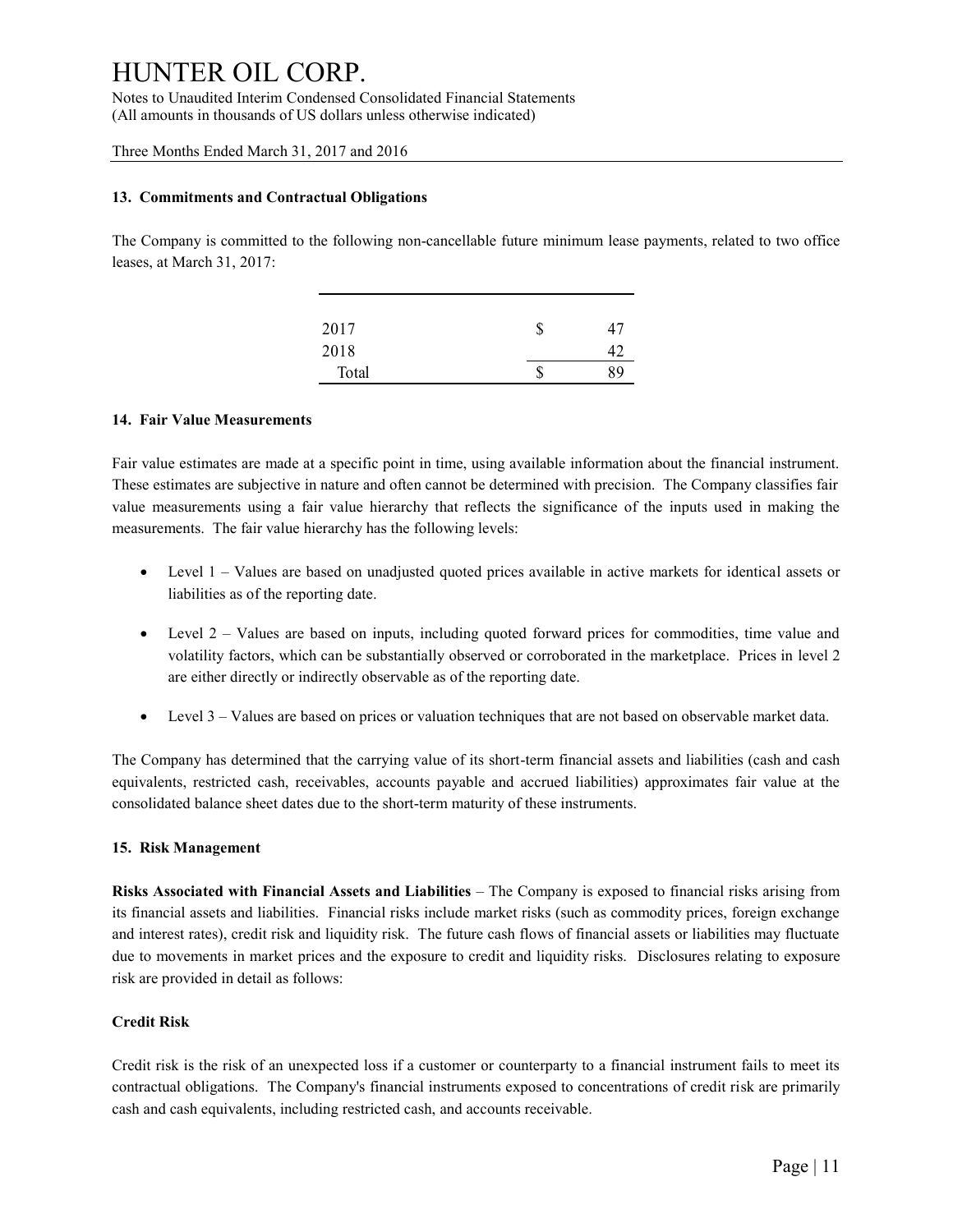### 13. Commitments and Contractual Obligations

The Company is committed to the following non-cancellable future minimum lease payments, related to two office leases, at March 31, 2017:

| | | |
|---|---|---|
| 2017 | $ | 47 |
| 2018 | | 42 |
| Total | $ | 89 |

### 14. Fair Value Measurements

Fair value estimates are made at a specific point in time, using available information about the financial instrument. These estimates are subjective in nature and often cannot be determined with precision. The Company classifies fair value measurements using a fair value hierarchy that reflects the significance of the inputs used in making the measurements. The fair value hierarchy has the following levels:

- Level 1 – Values are based on unadjusted quoted prices available in active markets for identical assets or liabilities as of the reporting date.
- Level 2 – Values are based on inputs, including quoted forward prices for commodities, time value and volatility factors, which can be substantially observed or corroborated in the marketplace. Prices in level 2 are either directly or indirectly observable as of the reporting date.
- Level 3 – Values are based on prices or valuation techniques that are not based on observable market data.

The Company has determined that the carrying value of its short-term financial assets and liabilities (cash and cash equivalents, restricted cash, receivables, accounts payable and accrued liabilities) approximates fair value at the consolidated balance sheet dates due to the short-term maturity of these instruments.

### 15. Risk Management

**Risks Associated with Financial Assets and Liabilities** – The Company is exposed to financial risks arising from its financial assets and liabilities. Financial risks include market risks (such as commodity prices, foreign exchange and interest rates), credit risk and liquidity risk. The future cash flows of financial assets or liabilities may fluctuate due to movements in market prices and the exposure to credit and liquidity risks. Disclosures relating to exposure risk are provided in detail as follows:

**Credit Risk**

Credit risk is the risk of an unexpected loss if a customer or counterparty to a financial instrument fails to meet its contractual obligations. The Company's financial instruments exposed to concentrations of credit risk are primarily cash and cash equivalents, including restricted cash, and accounts receivable.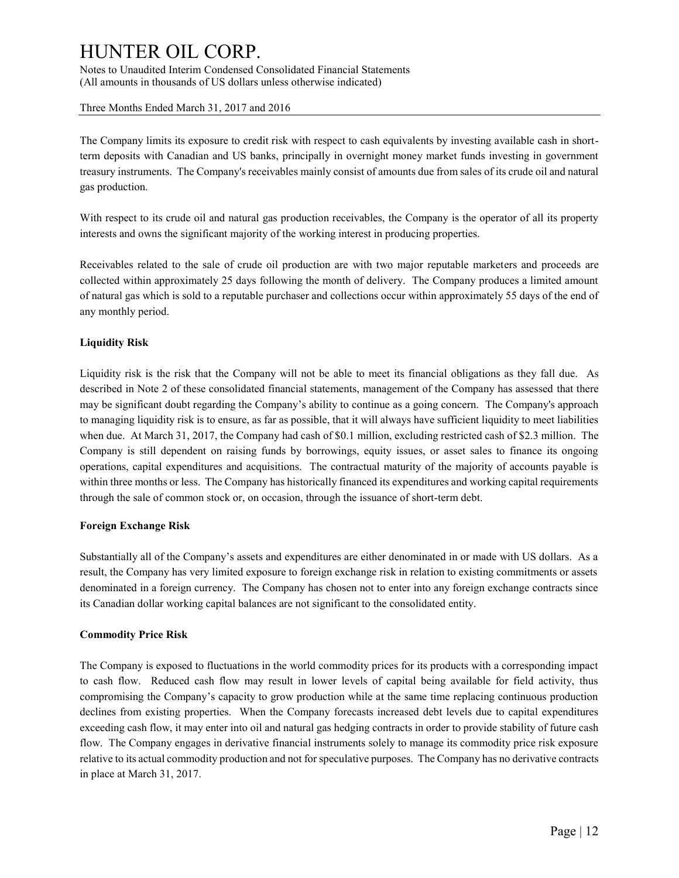The Company limits its exposure to credit risk with respect to cash equivalents by investing available cash in short-term deposits with Canadian and US banks, principally in overnight money market funds investing in government treasury instruments. The Company's receivables mainly consist of amounts due from sales of its crude oil and natural gas production.

With respect to its crude oil and natural gas production receivables, the Company is the operator of all its property interests and owns the significant majority of the working interest in producing properties.

Receivables related to the sale of crude oil production are with two major reputable marketers and proceeds are collected within approximately 25 days following the month of delivery. The Company produces a limited amount of natural gas which is sold to a reputable purchaser and collections occur within approximately 55 days of the end of any monthly period.

**Liquidity Risk**

Liquidity risk is the risk that the Company will not be able to meet its financial obligations as they fall due. As described in Note 2 of these consolidated financial statements, management of the Company has assessed that there may be significant doubt regarding the Company's ability to continue as a going concern. The Company's approach to managing liquidity risk is to ensure, as far as possible, that it will always have sufficient liquidity to meet liabilities when due. At March 31, 2017, the Company had cash of $0.1 million, excluding restricted cash of $2.3 million. The Company is still dependent on raising funds by borrowings, equity issues, or asset sales to finance its ongoing operations, capital expenditures and acquisitions. The contractual maturity of the majority of accounts payable is within three months or less. The Company has historically financed its expenditures and working capital requirements through the sale of common stock or, on occasion, through the issuance of short-term debt.

**Foreign Exchange Risk**

Substantially all of the Company's assets and expenditures are either denominated in or made with US dollars. As a result, the Company has very limited exposure to foreign exchange risk in relation to existing commitments or assets denominated in a foreign currency. The Company has chosen not to enter into any foreign exchange contracts since its Canadian dollar working capital balances are not significant to the consolidated entity.

**Commodity Price Risk**

The Company is exposed to fluctuations in the world commodity prices for its products with a corresponding impact to cash flow. Reduced cash flow may result in lower levels of capital being available for field activity, thus compromising the Company's capacity to grow production while at the same time replacing continuous production declines from existing properties. When the Company forecasts increased debt levels due to capital expenditures exceeding cash flow, it may enter into oil and natural gas hedging contracts in order to provide stability of future cash flow. The Company engages in derivative financial instruments solely to manage its commodity price risk exposure relative to its actual commodity production and not for speculative purposes. The Company has no derivative contracts in place at March 31, 2017.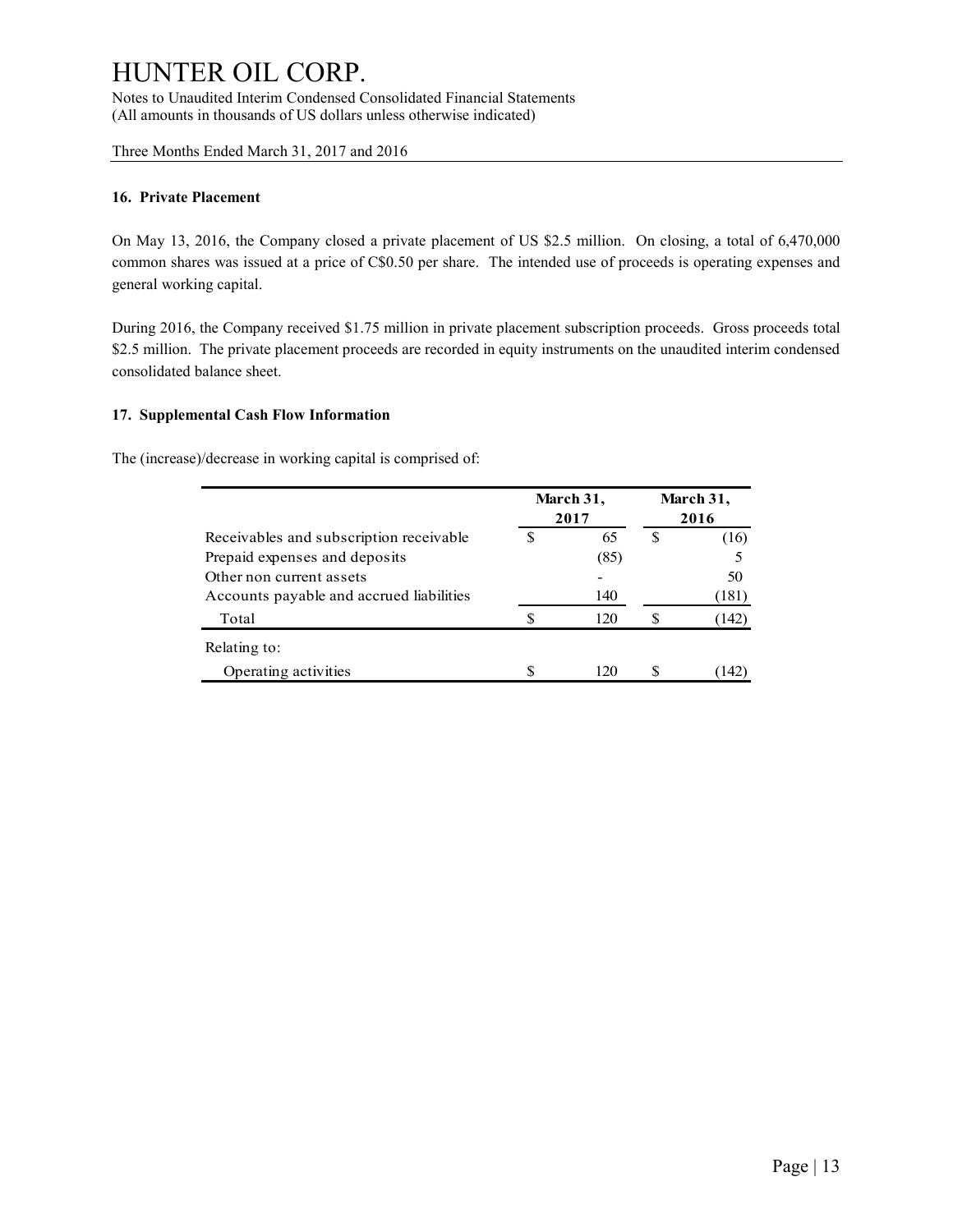## 16. Private Placement

On May 13, 2016, the Company closed a private placement of US $2.5 million. On closing, a total of 6,470,000 common shares was issued at a price of C$0.50 per share. The intended use of proceeds is operating expenses and general working capital.

During 2016, the Company received $1.75 million in private placement subscription proceeds. Gross proceeds total $2.5 million. The private placement proceeds are recorded in equity instruments on the unaudited interim condensed consolidated balance sheet.

## 17. Supplemental Cash Flow Information

The (increase)/decrease in working capital is comprised of:

| | March 31, 2017 | March 31, 2016 |
|---|---|---|
| Receivables and subscription receivable | $ 65 | $ (16) |
| Prepaid expenses and deposits | (85) | 5 |
| Other non current assets | - | 50 |
| Accounts payable and accrued liabilities | 140 | (181) |
| Total | $ 120 | $ (142) |
| Relating to: | | |
| Operating activities | $ 120 | $ (142) |